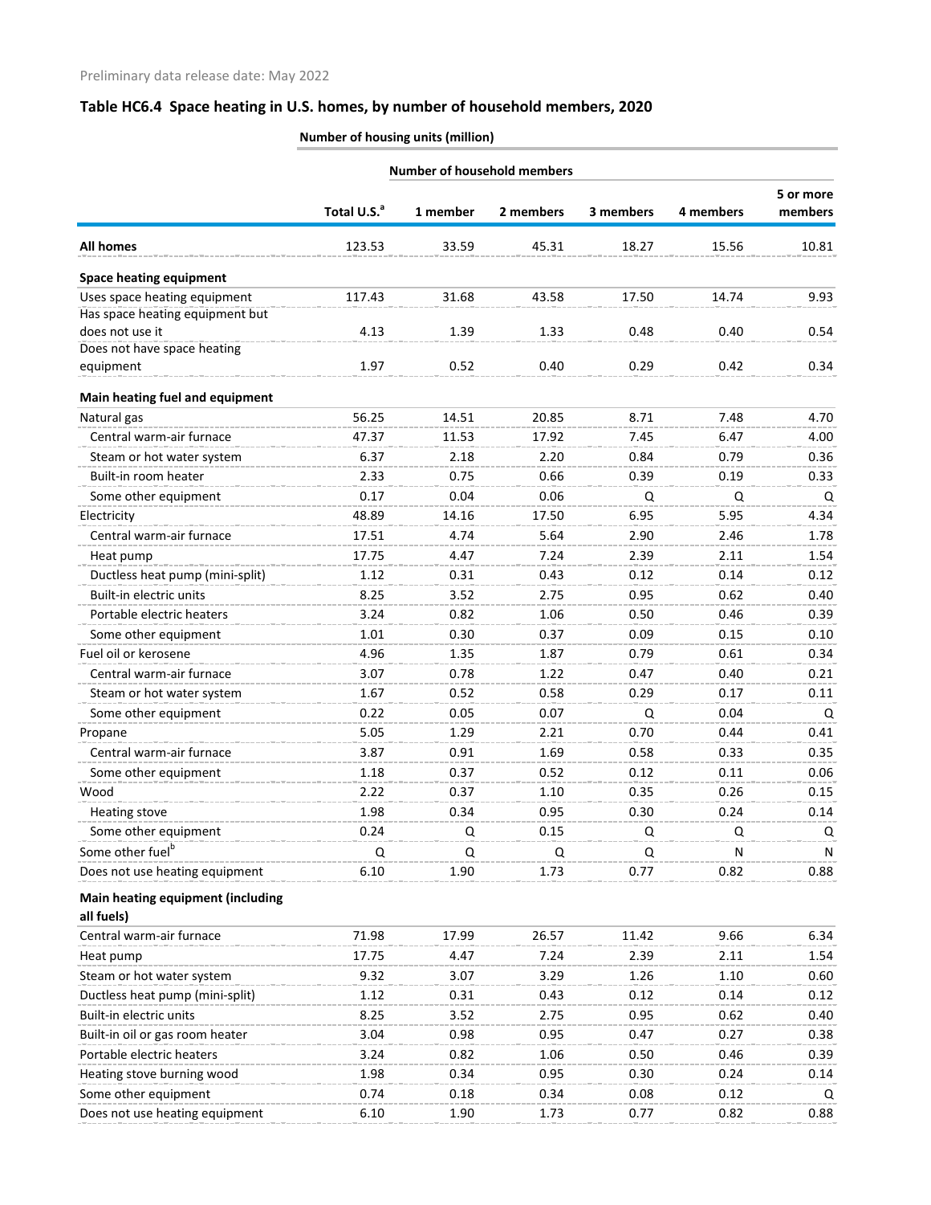Preliminary data release date: May 2022

## Table HC6.4 Space heating in U.S. homes, by number of household members, 2020

| | Number of housing units (million) | | | | | |
|---|---|---|---|---|---|---|
| | | Number of household members | | | | |
| | Total U.S.[a] | 1 member | 2 members | 3 members | 4 members | 5 or more members |
| **All homes** | 123.53 | 33.59 | 45.31 | 18.27 | 15.56 | 10.81 |
| **Space heating equipment** | | | | | | |
| Uses space heating equipment | 117.43 | 31.68 | 43.58 | 17.50 | 14.74 | 9.93 |
| Has space heating equipment but does not use it | 4.13 | 1.39 | 1.33 | 0.48 | 0.40 | 0.54 |
| Does not have space heating equipment | 1.97 | 0.52 | 0.40 | 0.29 | 0.42 | 0.34 |
| **Main heating fuel and equipment** | | | | | | |
| Natural gas | 56.25 | 14.51 | 20.85 | 8.71 | 7.48 | 4.70 |
| Central warm-air furnace | 47.37 | 11.53 | 17.92 | 7.45 | 6.47 | 4.00 |
| Steam or hot water system | 6.37 | 2.18 | 2.20 | 0.84 | 0.79 | 0.36 |
| Built-in room heater | 2.33 | 0.75 | 0.66 | 0.39 | 0.19 | 0.33 |
| Some other equipment | 0.17 | 0.04 | 0.06 | Q | Q | Q |
| Electricity | 48.89 | 14.16 | 17.50 | 6.95 | 5.95 | 4.34 |
| Central warm-air furnace | 17.51 | 4.74 | 5.64 | 2.90 | 2.46 | 1.78 |
| Heat pump | 17.75 | 4.47 | 7.24 | 2.39 | 2.11 | 1.54 |
| Ductless heat pump (mini-split) | 1.12 | 0.31 | 0.43 | 0.12 | 0.14 | 0.12 |
| Built-in electric units | 8.25 | 3.52 | 2.75 | 0.95 | 0.62 | 0.40 |
| Portable electric heaters | 3.24 | 0.82 | 1.06 | 0.50 | 0.46 | 0.39 |
| Some other equipment | 1.01 | 0.30 | 0.37 | 0.09 | 0.15 | 0.10 |
| Fuel oil or kerosene | 4.96 | 1.35 | 1.87 | 0.79 | 0.61 | 0.34 |
| Central warm-air furnace | 3.07 | 0.78 | 1.22 | 0.47 | 0.40 | 0.21 |
| Steam or hot water system | 1.67 | 0.52 | 0.58 | 0.29 | 0.17 | 0.11 |
| Some other equipment | 0.22 | 0.05 | 0.07 | Q | 0.04 | Q |
| Propane | 5.05 | 1.29 | 2.21 | 0.70 | 0.44 | 0.41 |
| Central warm-air furnace | 3.87 | 0.91 | 1.69 | 0.58 | 0.33 | 0.35 |
| Some other equipment | 1.18 | 0.37 | 0.52 | 0.12 | 0.11 | 0.06 |
| Wood | 2.22 | 0.37 | 1.10 | 0.35 | 0.26 | 0.15 |
| Heating stove | 1.98 | 0.34 | 0.95 | 0.30 | 0.24 | 0.14 |
| Some other equipment | 0.24 | Q | 0.15 | Q | Q | Q |
| Some other fuel[b] | Q | Q | Q | Q | N | N |
| Does not use heating equipment | 6.10 | 1.90 | 1.73 | 0.77 | 0.82 | 0.88 |
| **Main heating equipment (including all fuels)** | | | | | | |
| Central warm-air furnace | 71.98 | 17.99 | 26.57 | 11.42 | 9.66 | 6.34 |
| Heat pump | 17.75 | 4.47 | 7.24 | 2.39 | 2.11 | 1.54 |
| Steam or hot water system | 9.32 | 3.07 | 3.29 | 1.26 | 1.10 | 0.60 |
| Ductless heat pump (mini-split) | 1.12 | 0.31 | 0.43 | 0.12 | 0.14 | 0.12 |
| Built-in electric units | 8.25 | 3.52 | 2.75 | 0.95 | 0.62 | 0.40 |
| Built-in oil or gas room heater | 3.04 | 0.98 | 0.95 | 0.47 | 0.27 | 0.38 |
| Portable electric heaters | 3.24 | 0.82 | 1.06 | 0.50 | 0.46 | 0.39 |
| Heating stove burning wood | 1.98 | 0.34 | 0.95 | 0.30 | 0.24 | 0.14 |
| Some other equipment | 0.74 | 0.18 | 0.34 | 0.08 | 0.12 | Q |
| Does not use heating equipment | 6.10 | 1.90 | 1.73 | 0.77 | 0.82 | 0.88 |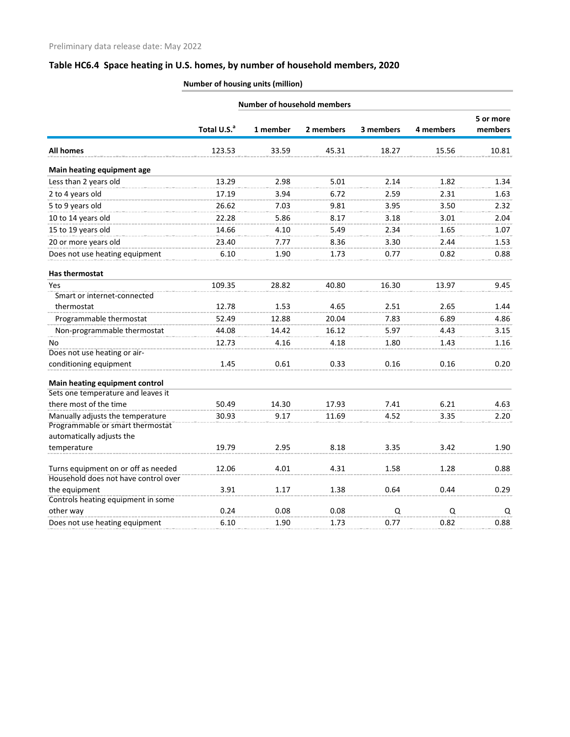Preliminary data release date: May 2022

## Table HC6.4 Space heating in U.S. homes, by number of household members, 2020

**Number of housing units (million)**

| | | Number of household members | | | | |
|---|---|---|---|---|---|---|
| | Total U.S.[a] | 1 member | 2 members | 3 members | 4 members | 5 or more members |
| **All homes** | 123.53 | 33.59 | 45.31 | 18.27 | 15.56 | 10.81 |
| **Main heating equipment age** | | | | | | |
| Less than 2 years old | 13.29 | 2.98 | 5.01 | 2.14 | 1.82 | 1.34 |
| 2 to 4 years old | 17.19 | 3.94 | 6.72 | 2.59 | 2.31 | 1.63 |
| 5 to 9 years old | 26.62 | 7.03 | 9.81 | 3.95 | 3.50 | 2.32 |
| 10 to 14 years old | 22.28 | 5.86 | 8.17 | 3.18 | 3.01 | 2.04 |
| 15 to 19 years old | 14.66 | 4.10 | 5.49 | 2.34 | 1.65 | 1.07 |
| 20 or more years old | 23.40 | 7.77 | 8.36 | 3.30 | 2.44 | 1.53 |
| Does not use heating equipment | 6.10 | 1.90 | 1.73 | 0.77 | 0.82 | 0.88 |
| **Has thermostat** | | | | | | |
| Yes | 109.35 | 28.82 | 40.80 | 16.30 | 13.97 | 9.45 |
| Smart or internet-connected thermostat | 12.78 | 1.53 | 4.65 | 2.51 | 2.65 | 1.44 |
| Programmable thermostat | 52.49 | 12.88 | 20.04 | 7.83 | 6.89 | 4.86 |
| Non-programmable thermostat | 44.08 | 14.42 | 16.12 | 5.97 | 4.43 | 3.15 |
| No | 12.73 | 4.16 | 4.18 | 1.80 | 1.43 | 1.16 |
| Does not use heating or air-conditioning equipment | 1.45 | 0.61 | 0.33 | 0.16 | 0.16 | 0.20 |
| **Main heating equipment control** | | | | | | |
| Sets one temperature and leaves it there most of the time | 50.49 | 14.30 | 17.93 | 7.41 | 6.21 | 4.63 |
| Manually adjusts the temperature | 30.93 | 9.17 | 11.69 | 4.52 | 3.35 | 2.20 |
| Programmable or smart thermostat automatically adjusts the temperature | 19.79 | 2.95 | 8.18 | 3.35 | 3.42 | 1.90 |
| Turns equipment on or off as needed | 12.06 | 4.01 | 4.31 | 1.58 | 1.28 | 0.88 |
| Household does not have control over the equipment | 3.91 | 1.17 | 1.38 | 0.64 | 0.44 | 0.29 |
| Controls heating equipment in some other way | 0.24 | 0.08 | 0.08 | Q | Q | Q |
| Does not use heating equipment | 6.10 | 1.90 | 1.73 | 0.77 | 0.82 | 0.88 |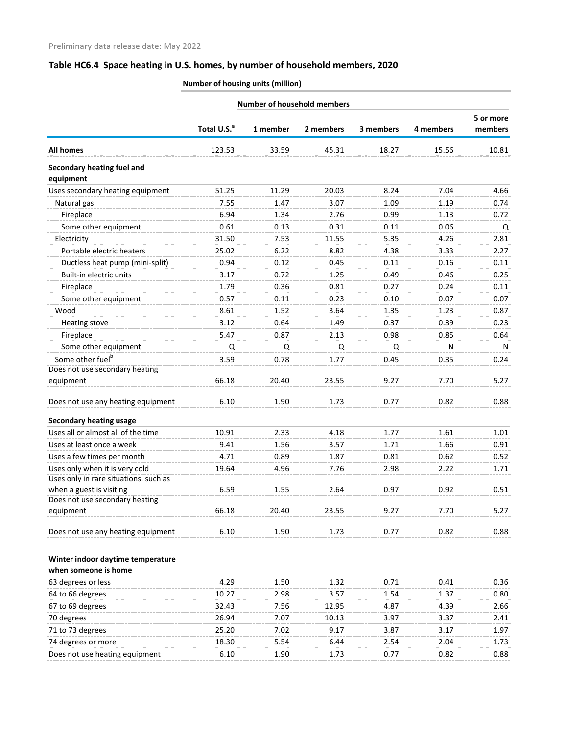Preliminary data release date: May 2022

## Table HC6.4 Space heating in U.S. homes, by number of household members, 2020

Number of housing units (million)

| | Total U.S.[a] | Number of household members: 1 member | 2 members | 3 members | 4 members | 5 or more members |
|---|---|---|---|---|---|---|
| **All homes** | 123.53 | 33.59 | 45.31 | 18.27 | 15.56 | 10.81 |
| **Secondary heating fuel and equipment** | | | | | | |
| Uses secondary heating equipment | 51.25 | 11.29 | 20.03 | 8.24 | 7.04 | 4.66 |
| Natural gas | 7.55 | 1.47 | 3.07 | 1.09 | 1.19 | 0.74 |
| Fireplace | 6.94 | 1.34 | 2.76 | 0.99 | 1.13 | 0.72 |
| Some other equipment | 0.61 | 0.13 | 0.31 | 0.11 | 0.06 | Q |
| Electricity | 31.50 | 7.53 | 11.55 | 5.35 | 4.26 | 2.81 |
| Portable electric heaters | 25.02 | 6.22 | 8.82 | 4.38 | 3.33 | 2.27 |
| Ductless heat pump (mini-split) | 0.94 | 0.12 | 0.45 | 0.11 | 0.16 | 0.11 |
| Built-in electric units | 3.17 | 0.72 | 1.25 | 0.49 | 0.46 | 0.25 |
| Fireplace | 1.79 | 0.36 | 0.81 | 0.27 | 0.24 | 0.11 |
| Some other equipment | 0.57 | 0.11 | 0.23 | 0.10 | 0.07 | 0.07 |
| Wood | 8.61 | 1.52 | 3.64 | 1.35 | 1.23 | 0.87 |
| Heating stove | 3.12 | 0.64 | 1.49 | 0.37 | 0.39 | 0.23 |
| Fireplace | 5.47 | 0.87 | 2.13 | 0.98 | 0.85 | 0.64 |
| Some other equipment | Q | Q | Q | Q | N | N |
| Some other fuel[b] | 3.59 | 0.78 | 1.77 | 0.45 | 0.35 | 0.24 |
| Does not use secondary heating equipment | 66.18 | 20.40 | 23.55 | 9.27 | 7.70 | 5.27 |
| Does not use any heating equipment | 6.10 | 1.90 | 1.73 | 0.77 | 0.82 | 0.88 |
| **Secondary heating usage** | | | | | | |
| Uses all or almost all of the time | 10.91 | 2.33 | 4.18 | 1.77 | 1.61 | 1.01 |
| Uses at least once a week | 9.41 | 1.56 | 3.57 | 1.71 | 1.66 | 0.91 |
| Uses a few times per month | 4.71 | 0.89 | 1.87 | 0.81 | 0.62 | 0.52 |
| Uses only when it is very cold | 19.64 | 4.96 | 7.76 | 2.98 | 2.22 | 1.71 |
| Uses only in rare situations, such as when a guest is visiting | 6.59 | 1.55 | 2.64 | 0.97 | 0.92 | 0.51 |
| Does not use secondary heating equipment | 66.18 | 20.40 | 23.55 | 9.27 | 7.70 | 5.27 |
| Does not use any heating equipment | 6.10 | 1.90 | 1.73 | 0.77 | 0.82 | 0.88 |
| **Winter indoor daytime temperature when someone is home** | | | | | | |
| 63 degrees or less | 4.29 | 1.50 | 1.32 | 0.71 | 0.41 | 0.36 |
| 64 to 66 degrees | 10.27 | 2.98 | 3.57 | 1.54 | 1.37 | 0.80 |
| 67 to 69 degrees | 32.43 | 7.56 | 12.95 | 4.87 | 4.39 | 2.66 |
| 70 degrees | 26.94 | 7.07 | 10.13 | 3.97 | 3.37 | 2.41 |
| 71 to 73 degrees | 25.20 | 7.02 | 9.17 | 3.87 | 3.17 | 1.97 |
| 74 degrees or more | 18.30 | 5.54 | 6.44 | 2.54 | 2.04 | 1.73 |
| Does not use heating equipment | 6.10 | 1.90 | 1.73 | 0.77 | 0.82 | 0.88 |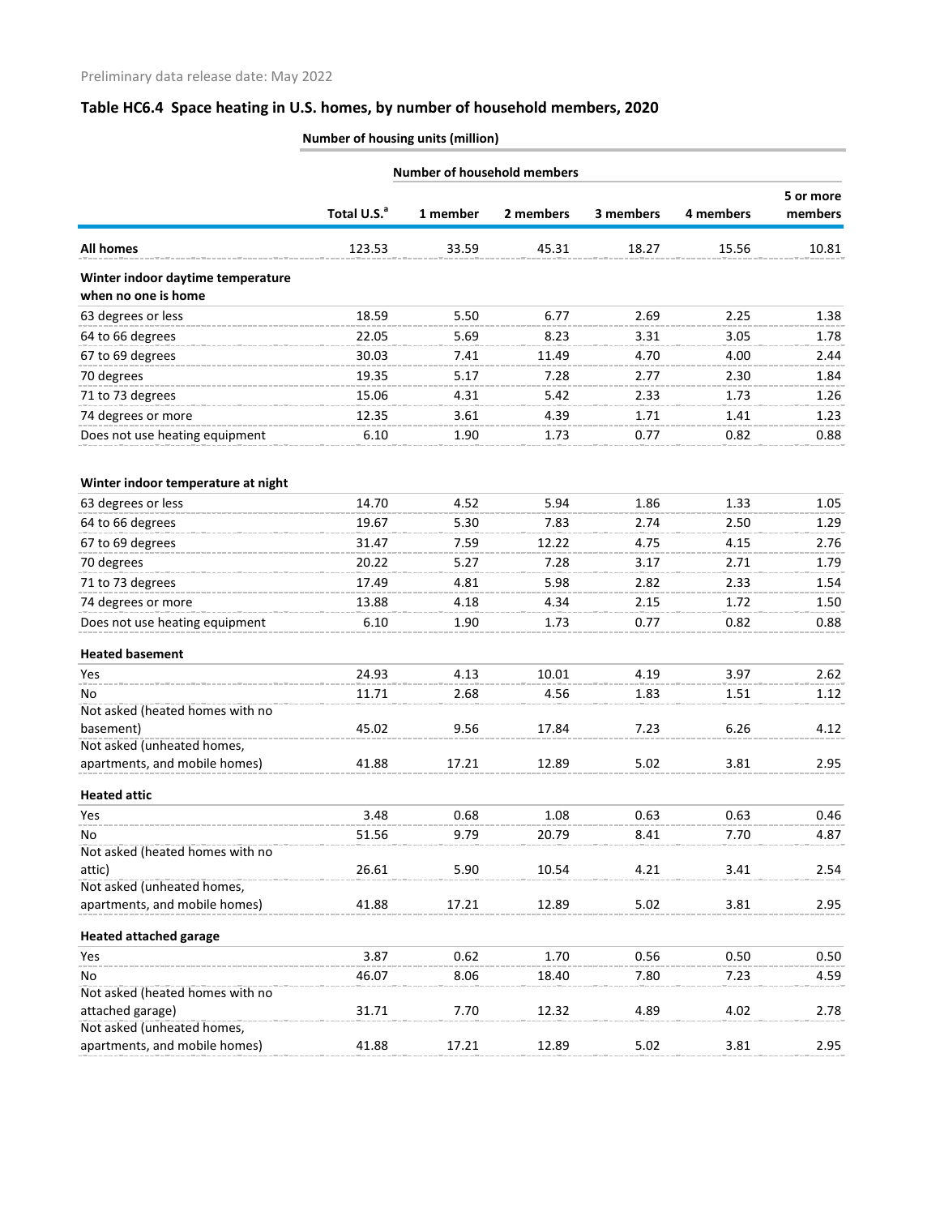Preliminary data release date: May 2022

## Table HC6.4 Space heating in U.S. homes, by number of household members, 2020

| | Number of housing units (million) | | | | | |
|---|---|---|---|---|---|---|
| | | Number of household members | | | | |
| | Total U.S.[a] | 1 member | 2 members | 3 members | 4 members | 5 or more members |
| **All homes** | 123.53 | 33.59 | 45.31 | 18.27 | 15.56 | 10.81 |
| **Winter indoor daytime temperature when no one is home** | | | | | | |
| 63 degrees or less | 18.59 | 5.50 | 6.77 | 2.69 | 2.25 | 1.38 |
| 64 to 66 degrees | 22.05 | 5.69 | 8.23 | 3.31 | 3.05 | 1.78 |
| 67 to 69 degrees | 30.03 | 7.41 | 11.49 | 4.70 | 4.00 | 2.44 |
| 70 degrees | 19.35 | 5.17 | 7.28 | 2.77 | 2.30 | 1.84 |
| 71 to 73 degrees | 15.06 | 4.31 | 5.42 | 2.33 | 1.73 | 1.26 |
| 74 degrees or more | 12.35 | 3.61 | 4.39 | 1.71 | 1.41 | 1.23 |
| Does not use heating equipment | 6.10 | 1.90 | 1.73 | 0.77 | 0.82 | 0.88 |
| **Winter indoor temperature at night** | | | | | | |
| 63 degrees or less | 14.70 | 4.52 | 5.94 | 1.86 | 1.33 | 1.05 |
| 64 to 66 degrees | 19.67 | 5.30 | 7.83 | 2.74 | 2.50 | 1.29 |
| 67 to 69 degrees | 31.47 | 7.59 | 12.22 | 4.75 | 4.15 | 2.76 |
| 70 degrees | 20.22 | 5.27 | 7.28 | 3.17 | 2.71 | 1.79 |
| 71 to 73 degrees | 17.49 | 4.81 | 5.98 | 2.82 | 2.33 | 1.54 |
| 74 degrees or more | 13.88 | 4.18 | 4.34 | 2.15 | 1.72 | 1.50 |
| Does not use heating equipment | 6.10 | 1.90 | 1.73 | 0.77 | 0.82 | 0.88 |
| **Heated basement** | | | | | | |
| Yes | 24.93 | 4.13 | 10.01 | 4.19 | 3.97 | 2.62 |
| No | 11.71 | 2.68 | 4.56 | 1.83 | 1.51 | 1.12 |
| Not asked (heated homes with no basement) | 45.02 | 9.56 | 17.84 | 7.23 | 6.26 | 4.12 |
| Not asked (unheated homes, apartments, and mobile homes) | 41.88 | 17.21 | 12.89 | 5.02 | 3.81 | 2.95 |
| **Heated attic** | | | | | | |
| Yes | 3.48 | 0.68 | 1.08 | 0.63 | 0.63 | 0.46 |
| No | 51.56 | 9.79 | 20.79 | 8.41 | 7.70 | 4.87 |
| Not asked (heated homes with no attic) | 26.61 | 5.90 | 10.54 | 4.21 | 3.41 | 2.54 |
| Not asked (unheated homes, apartments, and mobile homes) | 41.88 | 17.21 | 12.89 | 5.02 | 3.81 | 2.95 |
| **Heated attached garage** | | | | | | |
| Yes | 3.87 | 0.62 | 1.70 | 0.56 | 0.50 | 0.50 |
| No | 46.07 | 8.06 | 18.40 | 7.80 | 7.23 | 4.59 |
| Not asked (heated homes with no attached garage) | 31.71 | 7.70 | 12.32 | 4.89 | 4.02 | 2.78 |
| Not asked (unheated homes, apartments, and mobile homes) | 41.88 | 17.21 | 12.89 | 5.02 | 3.81 | 2.95 |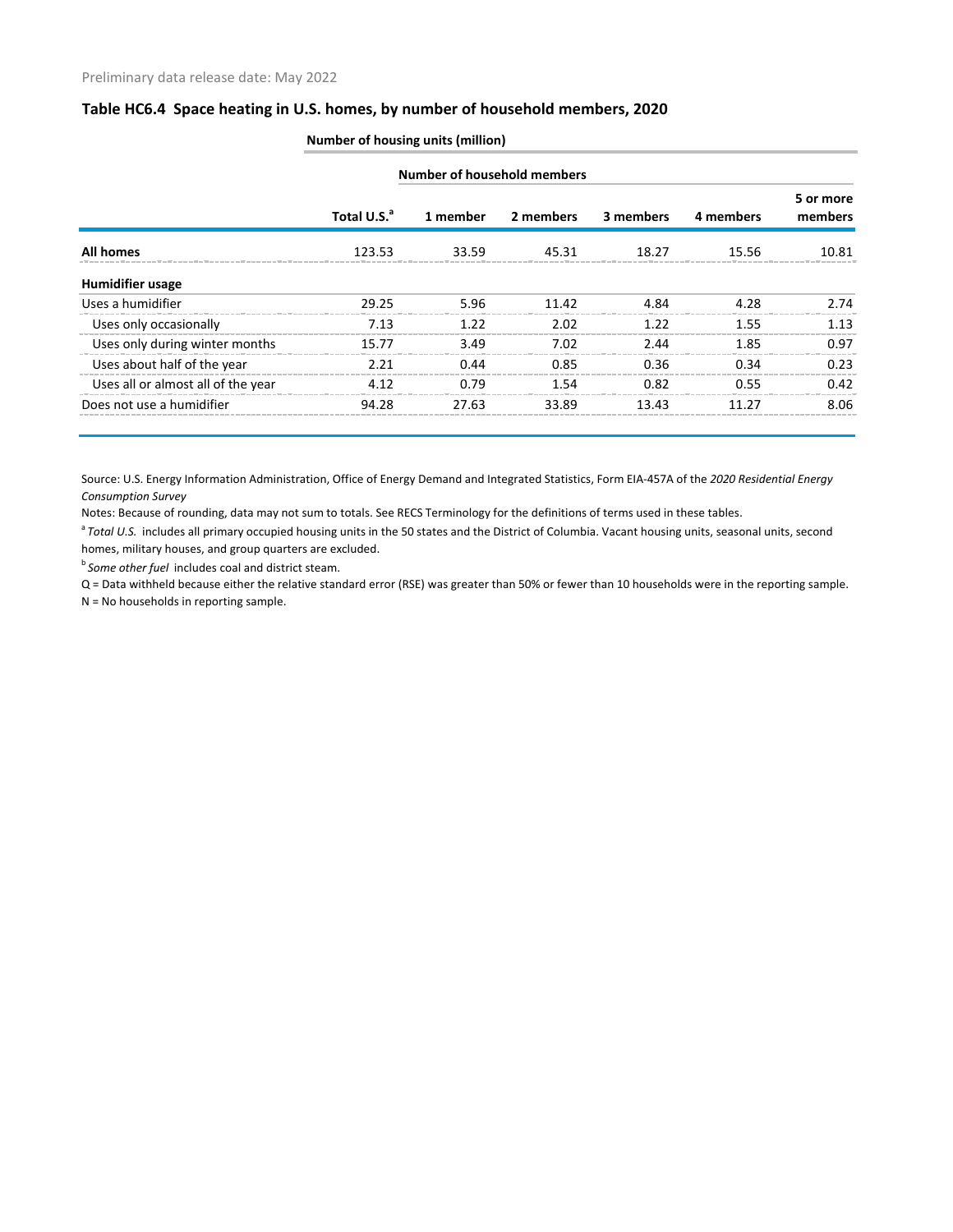Preliminary data release date: May 2022

## Table HC6.4 Space heating in U.S. homes, by number of household members, 2020

| | Number of housing units (million) | | | | | |
|---|---|---|---|---|---|---|
| | | Number of household members | | | | |
| | Total U.S.[a] | 1 member | 2 members | 3 members | 4 members | 5 or more members |
| **All homes** | 123.53 | 33.59 | 45.31 | 18.27 | 15.56 | 10.81 |
| **Humidifier usage** | | | | | | |
| Uses a humidifier | 29.25 | 5.96 | 11.42 | 4.84 | 4.28 | 2.74 |
| Uses only occasionally | 7.13 | 1.22 | 2.02 | 1.22 | 1.55 | 1.13 |
| Uses only during winter months | 15.77 | 3.49 | 7.02 | 2.44 | 1.85 | 0.97 |
| Uses about half of the year | 2.21 | 0.44 | 0.85 | 0.36 | 0.34 | 0.23 |
| Uses all or almost all of the year | 4.12 | 0.79 | 1.54 | 0.82 | 0.55 | 0.42 |
| Does not use a humidifier | 94.28 | 27.63 | 33.89 | 13.43 | 11.27 | 8.06 |

Source: U.S. Energy Information Administration, Office of Energy Demand and Integrated Statistics, Form EIA-457A of the *2020 Residential Energy Consumption Survey*

Notes: Because of rounding, data may not sum to totals. See RECS Terminology for the definitions of terms used in these tables.

[a] *Total U.S.* includes all primary occupied housing units in the 50 states and the District of Columbia. Vacant housing units, seasonal units, second homes, military houses, and group quarters are excluded.

[b] *Some other fuel* includes coal and district steam.

Q = Data withheld because either the relative standard error (RSE) was greater than 50% or fewer than 10 households were in the reporting sample.

N = No households in reporting sample.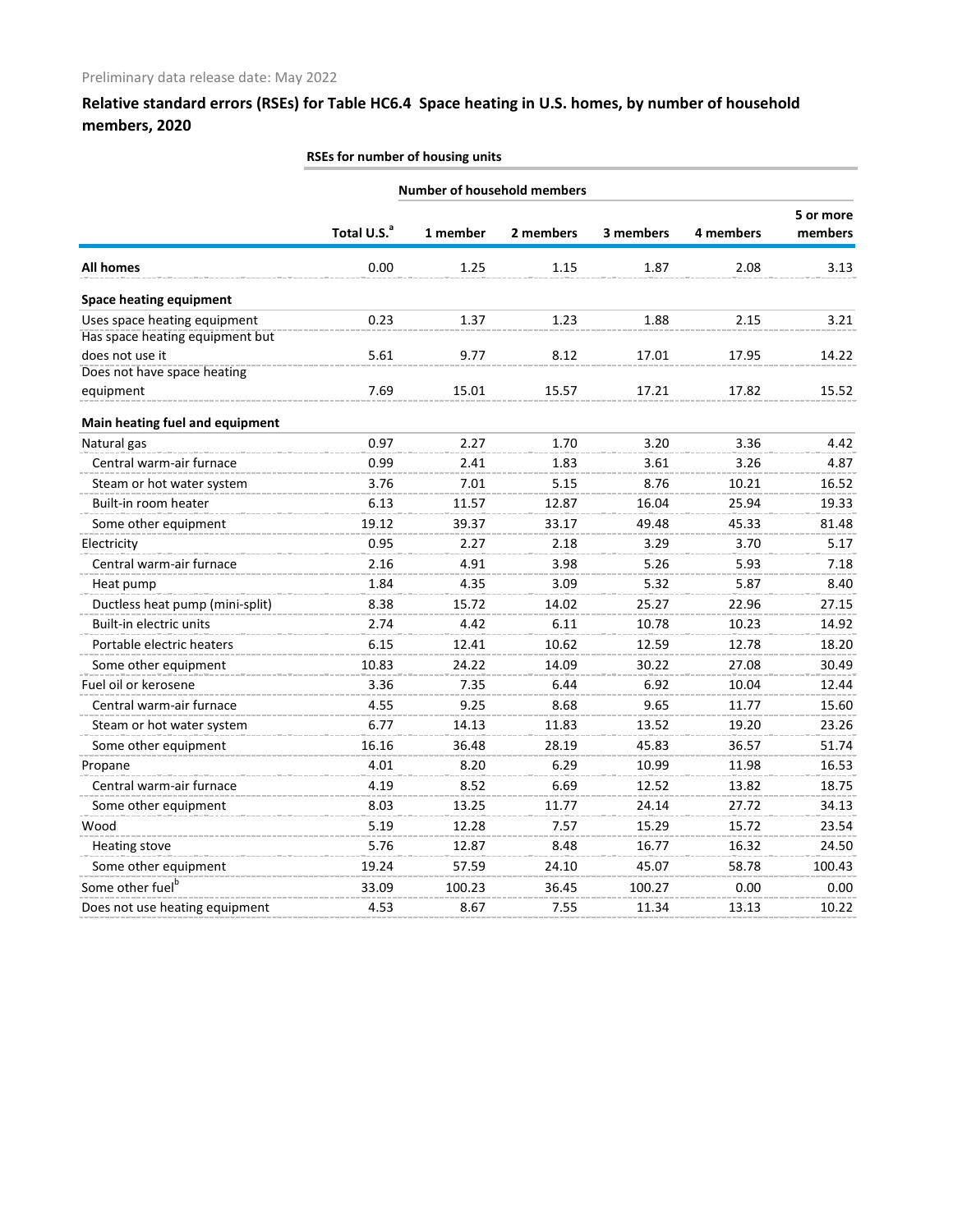Preliminary data release date: May 2022

## Relative standard errors (RSEs) for Table HC6.4 Space heating in U.S. homes, by number of household members, 2020

| | RSEs for number of housing units | | | | | |
|---|---|---|---|---|---|---|
| | | Number of household members | | | | |
| | Total U.S.[a] | 1 member | 2 members | 3 members | 4 members | 5 or more members |
| **All homes** | 0.00 | 1.25 | 1.15 | 1.87 | 2.08 | 3.13 |
| **Space heating equipment** | | | | | | |
| Uses space heating equipment | 0.23 | 1.37 | 1.23 | 1.88 | 2.15 | 3.21 |
| Has space heating equipment but does not use it | 5.61 | 9.77 | 8.12 | 17.01 | 17.95 | 14.22 |
| Does not have space heating equipment | 7.69 | 15.01 | 15.57 | 17.21 | 17.82 | 15.52 |
| **Main heating fuel and equipment** | | | | | | |
| Natural gas | 0.97 | 2.27 | 1.70 | 3.20 | 3.36 | 4.42 |
| Central warm-air furnace | 0.99 | 2.41 | 1.83 | 3.61 | 3.26 | 4.87 |
| Steam or hot water system | 3.76 | 7.01 | 5.15 | 8.76 | 10.21 | 16.52 |
| Built-in room heater | 6.13 | 11.57 | 12.87 | 16.04 | 25.94 | 19.33 |
| Some other equipment | 19.12 | 39.37 | 33.17 | 49.48 | 45.33 | 81.48 |
| Electricity | 0.95 | 2.27 | 2.18 | 3.29 | 3.70 | 5.17 |
| Central warm-air furnace | 2.16 | 4.91 | 3.98 | 5.26 | 5.93 | 7.18 |
| Heat pump | 1.84 | 4.35 | 3.09 | 5.32 | 5.87 | 8.40 |
| Ductless heat pump (mini-split) | 8.38 | 15.72 | 14.02 | 25.27 | 22.96 | 27.15 |
| Built-in electric units | 2.74 | 4.42 | 6.11 | 10.78 | 10.23 | 14.92 |
| Portable electric heaters | 6.15 | 12.41 | 10.62 | 12.59 | 12.78 | 18.20 |
| Some other equipment | 10.83 | 24.22 | 14.09 | 30.22 | 27.08 | 30.49 |
| Fuel oil or kerosene | 3.36 | 7.35 | 6.44 | 6.92 | 10.04 | 12.44 |
| Central warm-air furnace | 4.55 | 9.25 | 8.68 | 9.65 | 11.77 | 15.60 |
| Steam or hot water system | 6.77 | 14.13 | 11.83 | 13.52 | 19.20 | 23.26 |
| Some other equipment | 16.16 | 36.48 | 28.19 | 45.83 | 36.57 | 51.74 |
| Propane | 4.01 | 8.20 | 6.29 | 10.99 | 11.98 | 16.53 |
| Central warm-air furnace | 4.19 | 8.52 | 6.69 | 12.52 | 13.82 | 18.75 |
| Some other equipment | 8.03 | 13.25 | 11.77 | 24.14 | 27.72 | 34.13 |
| Wood | 5.19 | 12.28 | 7.57 | 15.29 | 15.72 | 23.54 |
| Heating stove | 5.76 | 12.87 | 8.48 | 16.77 | 16.32 | 24.50 |
| Some other equipment | 19.24 | 57.59 | 24.10 | 45.07 | 58.78 | 100.43 |
| Some other fuel[b] | 33.09 | 100.23 | 36.45 | 100.27 | 0.00 | 0.00 |
| Does not use heating equipment | 4.53 | 8.67 | 7.55 | 11.34 | 13.13 | 10.22 |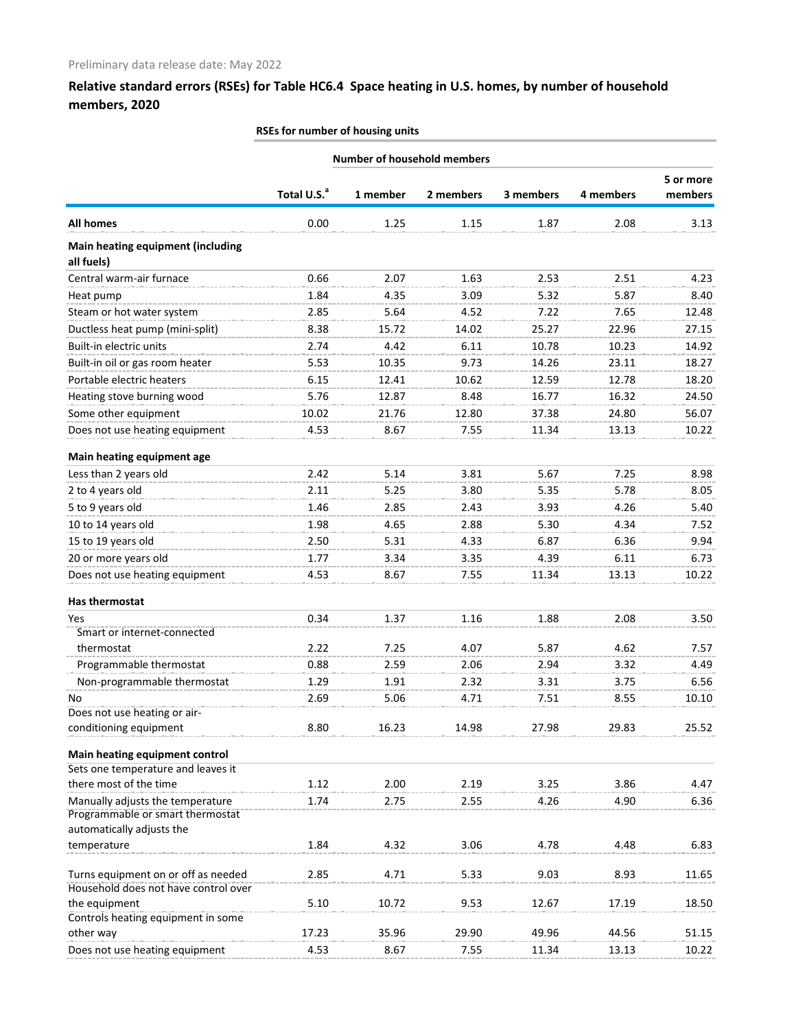Preliminary data release date: May 2022

## Relative standard errors (RSEs) for Table HC6.4 Space heating in U.S. homes, by number of household members, 2020

| | RSEs for number of housing units | | | | | |
|---|---|---|---|---|---|---|
| | | Number of household members | | | | |
| | Total U.S.[a] | 1 member | 2 members | 3 members | 4 members | 5 or more members |
| **All homes** | 0.00 | 1.25 | 1.15 | 1.87 | 2.08 | 3.13 |
| **Main heating equipment (including all fuels)** | | | | | | |
| Central warm-air furnace | 0.66 | 2.07 | 1.63 | 2.53 | 2.51 | 4.23 |
| Heat pump | 1.84 | 4.35 | 3.09 | 5.32 | 5.87 | 8.40 |
| Steam or hot water system | 2.85 | 5.64 | 4.52 | 7.22 | 7.65 | 12.48 |
| Ductless heat pump (mini-split) | 8.38 | 15.72 | 14.02 | 25.27 | 22.96 | 27.15 |
| Built-in electric units | 2.74 | 4.42 | 6.11 | 10.78 | 10.23 | 14.92 |
| Built-in oil or gas room heater | 5.53 | 10.35 | 9.73 | 14.26 | 23.11 | 18.27 |
| Portable electric heaters | 6.15 | 12.41 | 10.62 | 12.59 | 12.78 | 18.20 |
| Heating stove burning wood | 5.76 | 12.87 | 8.48 | 16.77 | 16.32 | 24.50 |
| Some other equipment | 10.02 | 21.76 | 12.80 | 37.38 | 24.80 | 56.07 |
| Does not use heating equipment | 4.53 | 8.67 | 7.55 | 11.34 | 13.13 | 10.22 |
| **Main heating equipment age** | | | | | | |
| Less than 2 years old | 2.42 | 5.14 | 3.81 | 5.67 | 7.25 | 8.98 |
| 2 to 4 years old | 2.11 | 5.25 | 3.80 | 5.35 | 5.78 | 8.05 |
| 5 to 9 years old | 1.46 | 2.85 | 2.43 | 3.93 | 4.26 | 5.40 |
| 10 to 14 years old | 1.98 | 4.65 | 2.88 | 5.30 | 4.34 | 7.52 |
| 15 to 19 years old | 2.50 | 5.31 | 4.33 | 6.87 | 6.36 | 9.94 |
| 20 or more years old | 1.77 | 3.34 | 3.35 | 4.39 | 6.11 | 6.73 |
| Does not use heating equipment | 4.53 | 8.67 | 7.55 | 11.34 | 13.13 | 10.22 |
| **Has thermostat** | | | | | | |
| Yes | 0.34 | 1.37 | 1.16 | 1.88 | 2.08 | 3.50 |
| Smart or internet-connected thermostat | 2.22 | 7.25 | 4.07 | 5.87 | 4.62 | 7.57 |
| Programmable thermostat | 0.88 | 2.59 | 2.06 | 2.94 | 3.32 | 4.49 |
| Non-programmable thermostat | 1.29 | 1.91 | 2.32 | 3.31 | 3.75 | 6.56 |
| No | 2.69 | 5.06 | 4.71 | 7.51 | 8.55 | 10.10 |
| Does not use heating or air-conditioning equipment | 8.80 | 16.23 | 14.98 | 27.98 | 29.83 | 25.52 |
| **Main heating equipment control** | | | | | | |
| Sets one temperature and leaves it there most of the time | 1.12 | 2.00 | 2.19 | 3.25 | 3.86 | 4.47 |
| Manually adjusts the temperature | 1.74 | 2.75 | 2.55 | 4.26 | 4.90 | 6.36 |
| Programmable or smart thermostat automatically adjusts the temperature | 1.84 | 4.32 | 3.06 | 4.78 | 4.48 | 6.83 |
| Turns equipment on or off as needed | 2.85 | 4.71 | 5.33 | 9.03 | 8.93 | 11.65 |
| Household does not have control over the equipment | 5.10 | 10.72 | 9.53 | 12.67 | 17.19 | 18.50 |
| Controls heating equipment in some other way | 17.23 | 35.96 | 29.90 | 49.96 | 44.56 | 51.15 |
| Does not use heating equipment | 4.53 | 8.67 | 7.55 | 11.34 | 13.13 | 10.22 |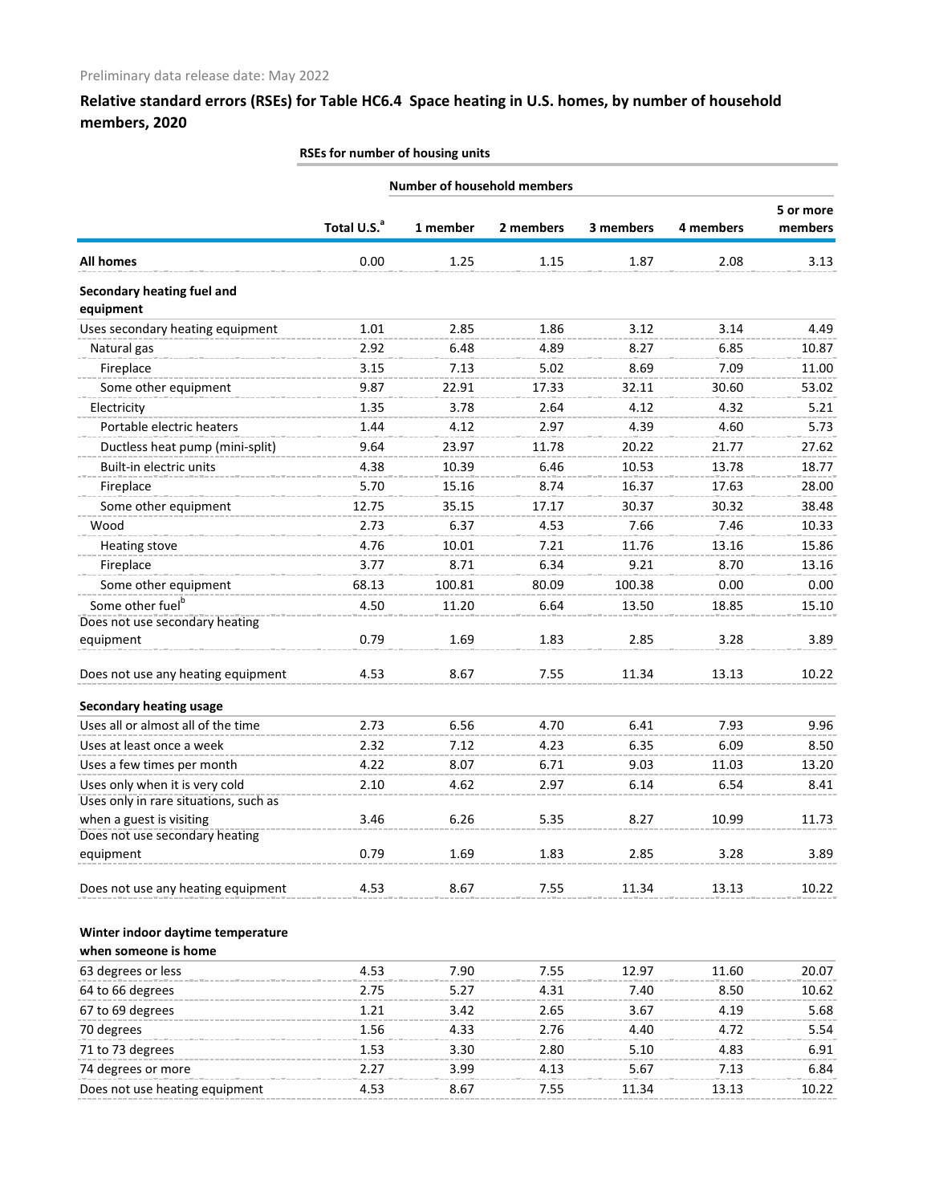Preliminary data release date: May 2022

## Relative standard errors (RSEs) for Table HC6.4 Space heating in U.S. homes, by number of household members, 2020

| | RSEs for number of housing units | | | | | |
|---|---|---|---|---|---|---|
| | | Number of household members | | | | |
| | Total U.S.[a] | 1 member | 2 members | 3 members | 4 members | 5 or more members |
| **All homes** | 0.00 | 1.25 | 1.15 | 1.87 | 2.08 | 3.13 |
| **Secondary heating fuel and equipment** | | | | | | |
| Uses secondary heating equipment | 1.01 | 2.85 | 1.86 | 3.12 | 3.14 | 4.49 |
| Natural gas | 2.92 | 6.48 | 4.89 | 8.27 | 6.85 | 10.87 |
| Fireplace | 3.15 | 7.13 | 5.02 | 8.69 | 7.09 | 11.00 |
| Some other equipment | 9.87 | 22.91 | 17.33 | 32.11 | 30.60 | 53.02 |
| Electricity | 1.35 | 3.78 | 2.64 | 4.12 | 4.32 | 5.21 |
| Portable electric heaters | 1.44 | 4.12 | 2.97 | 4.39 | 4.60 | 5.73 |
| Ductless heat pump (mini-split) | 9.64 | 23.97 | 11.78 | 20.22 | 21.77 | 27.62 |
| Built-in electric units | 4.38 | 10.39 | 6.46 | 10.53 | 13.78 | 18.77 |
| Fireplace | 5.70 | 15.16 | 8.74 | 16.37 | 17.63 | 28.00 |
| Some other equipment | 12.75 | 35.15 | 17.17 | 30.37 | 30.32 | 38.48 |
| Wood | 2.73 | 6.37 | 4.53 | 7.66 | 7.46 | 10.33 |
| Heating stove | 4.76 | 10.01 | 7.21 | 11.76 | 13.16 | 15.86 |
| Fireplace | 3.77 | 8.71 | 6.34 | 9.21 | 8.70 | 13.16 |
| Some other equipment | 68.13 | 100.81 | 80.09 | 100.38 | 0.00 | 0.00 |
| Some other fuel[b] | 4.50 | 11.20 | 6.64 | 13.50 | 18.85 | 15.10 |
| Does not use secondary heating equipment | 0.79 | 1.69 | 1.83 | 2.85 | 3.28 | 3.89 |
| Does not use any heating equipment | 4.53 | 8.67 | 7.55 | 11.34 | 13.13 | 10.22 |
| **Secondary heating usage** | | | | | | |
| Uses all or almost all of the time | 2.73 | 6.56 | 4.70 | 6.41 | 7.93 | 9.96 |
| Uses at least once a week | 2.32 | 7.12 | 4.23 | 6.35 | 6.09 | 8.50 |
| Uses a few times per month | 4.22 | 8.07 | 6.71 | 9.03 | 11.03 | 13.20 |
| Uses only when it is very cold | 2.10 | 4.62 | 2.97 | 6.14 | 6.54 | 8.41 |
| Uses only in rare situations, such as when a guest is visiting | 3.46 | 6.26 | 5.35 | 8.27 | 10.99 | 11.73 |
| Does not use secondary heating equipment | 0.79 | 1.69 | 1.83 | 2.85 | 3.28 | 3.89 |
| Does not use any heating equipment | 4.53 | 8.67 | 7.55 | 11.34 | 13.13 | 10.22 |
| **Winter indoor daytime temperature when someone is home** | | | | | | |
| 63 degrees or less | 4.53 | 7.90 | 7.55 | 12.97 | 11.60 | 20.07 |
| 64 to 66 degrees | 2.75 | 5.27 | 4.31 | 7.40 | 8.50 | 10.62 |
| 67 to 69 degrees | 1.21 | 3.42 | 2.65 | 3.67 | 4.19 | 5.68 |
| 70 degrees | 1.56 | 4.33 | 2.76 | 4.40 | 4.72 | 5.54 |
| 71 to 73 degrees | 1.53 | 3.30 | 2.80 | 5.10 | 4.83 | 6.91 |
| 74 degrees or more | 2.27 | 3.99 | 4.13 | 5.67 | 7.13 | 6.84 |
| Does not use heating equipment | 4.53 | 8.67 | 7.55 | 11.34 | 13.13 | 10.22 |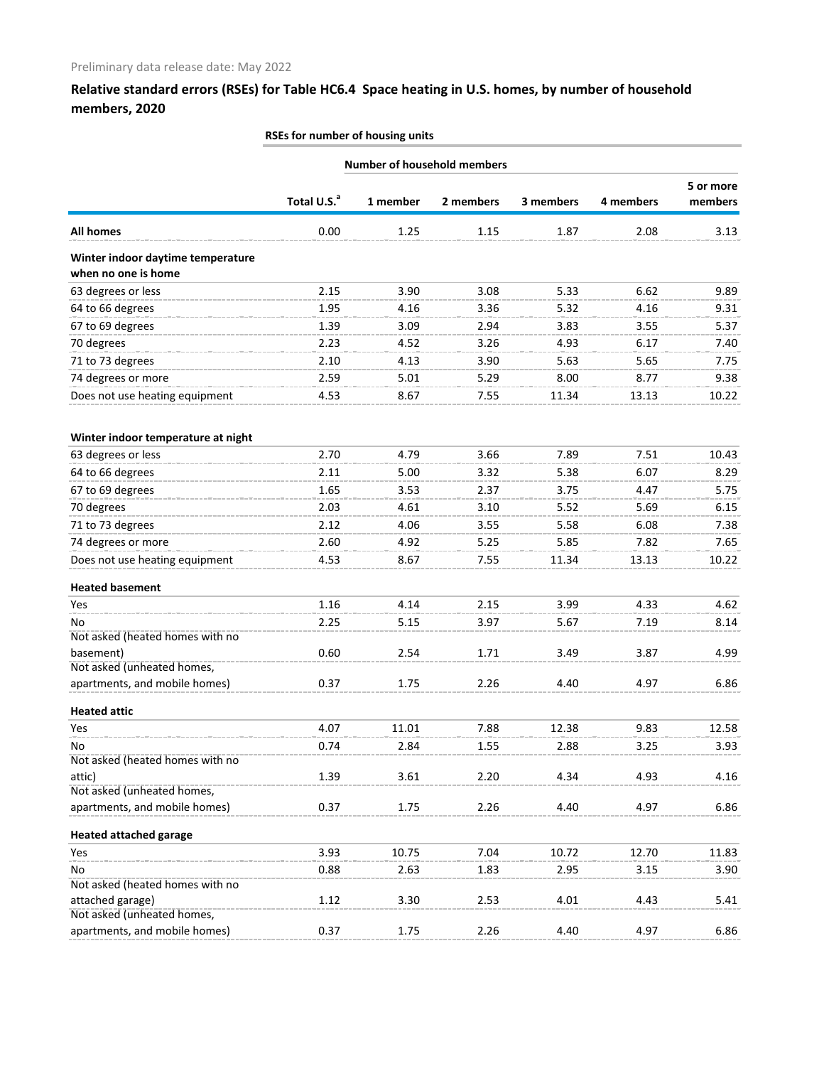Preliminary data release date: May 2022

## Relative standard errors (RSEs) for Table HC6.4 Space heating in U.S. homes, by number of household members, 2020

| | RSEs for number of housing units | | | | | |
|---|---|---|---|---|---|---|
| | | Number of household members | | | | |
| | Total U.S.[a] | 1 member | 2 members | 3 members | 4 members | 5 or more members |
| **All homes** | 0.00 | 1.25 | 1.15 | 1.87 | 2.08 | 3.13 |
| **Winter indoor daytime temperature when no one is home** | | | | | | |
| 63 degrees or less | 2.15 | 3.90 | 3.08 | 5.33 | 6.62 | 9.89 |
| 64 to 66 degrees | 1.95 | 4.16 | 3.36 | 5.32 | 4.16 | 9.31 |
| 67 to 69 degrees | 1.39 | 3.09 | 2.94 | 3.83 | 3.55 | 5.37 |
| 70 degrees | 2.23 | 4.52 | 3.26 | 4.93 | 6.17 | 7.40 |
| 71 to 73 degrees | 2.10 | 4.13 | 3.90 | 5.63 | 5.65 | 7.75 |
| 74 degrees or more | 2.59 | 5.01 | 5.29 | 8.00 | 8.77 | 9.38 |
| Does not use heating equipment | 4.53 | 8.67 | 7.55 | 11.34 | 13.13 | 10.22 |
| **Winter indoor temperature at night** | | | | | | |
| 63 degrees or less | 2.70 | 4.79 | 3.66 | 7.89 | 7.51 | 10.43 |
| 64 to 66 degrees | 2.11 | 5.00 | 3.32 | 5.38 | 6.07 | 8.29 |
| 67 to 69 degrees | 1.65 | 3.53 | 2.37 | 3.75 | 4.47 | 5.75 |
| 70 degrees | 2.03 | 4.61 | 3.10 | 5.52 | 5.69 | 6.15 |
| 71 to 73 degrees | 2.12 | 4.06 | 3.55 | 5.58 | 6.08 | 7.38 |
| 74 degrees or more | 2.60 | 4.92 | 5.25 | 5.85 | 7.82 | 7.65 |
| Does not use heating equipment | 4.53 | 8.67 | 7.55 | 11.34 | 13.13 | 10.22 |
| **Heated basement** | | | | | | |
| Yes | 1.16 | 4.14 | 2.15 | 3.99 | 4.33 | 4.62 |
| No | 2.25 | 5.15 | 3.97 | 5.67 | 7.19 | 8.14 |
| Not asked (heated homes with no basement) | 0.60 | 2.54 | 1.71 | 3.49 | 3.87 | 4.99 |
| Not asked (unheated homes, apartments, and mobile homes) | 0.37 | 1.75 | 2.26 | 4.40 | 4.97 | 6.86 |
| **Heated attic** | | | | | | |
| Yes | 4.07 | 11.01 | 7.88 | 12.38 | 9.83 | 12.58 |
| No | 0.74 | 2.84 | 1.55 | 2.88 | 3.25 | 3.93 |
| Not asked (heated homes with no attic) | 1.39 | 3.61 | 2.20 | 4.34 | 4.93 | 4.16 |
| Not asked (unheated homes, apartments, and mobile homes) | 0.37 | 1.75 | 2.26 | 4.40 | 4.97 | 6.86 |
| **Heated attached garage** | | | | | | |
| Yes | 3.93 | 10.75 | 7.04 | 10.72 | 12.70 | 11.83 |
| No | 0.88 | 2.63 | 1.83 | 2.95 | 3.15 | 3.90 |
| Not asked (heated homes with no attached garage) | 1.12 | 3.30 | 2.53 | 4.01 | 4.43 | 5.41 |
| Not asked (unheated homes, apartments, and mobile homes) | 0.37 | 1.75 | 2.26 | 4.40 | 4.97 | 6.86 |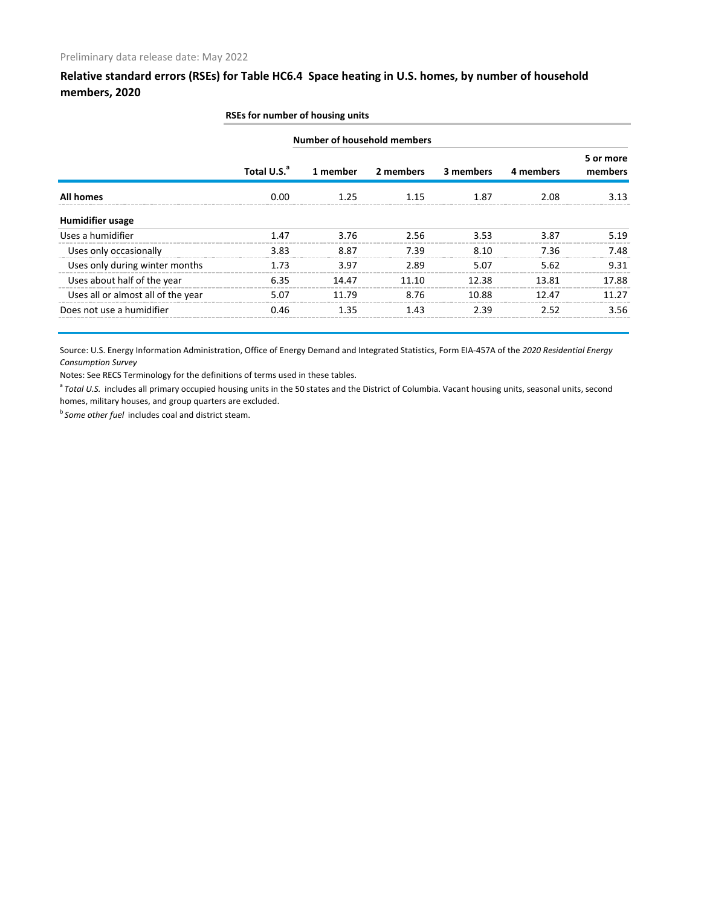Preliminary data release date: May 2022

## Relative standard errors (RSEs) for Table HC6.4 Space heating in U.S. homes, by number of household members, 2020

| | RSEs for number of housing units | | | | | |
|---|---|---|---|---|---|---|
| | | Number of household members | | | | |
| | Total U.S.[a] | 1 member | 2 members | 3 members | 4 members | 5 or more members |
| **All homes** | 0.00 | 1.25 | 1.15 | 1.87 | 2.08 | 3.13 |
| **Humidifier usage** | | | | | | |
| Uses a humidifier | 1.47 | 3.76 | 2.56 | 3.53 | 3.87 | 5.19 |
| Uses only occasionally | 3.83 | 8.87 | 7.39 | 8.10 | 7.36 | 7.48 |
| Uses only during winter months | 1.73 | 3.97 | 2.89 | 5.07 | 5.62 | 9.31 |
| Uses about half of the year | 6.35 | 14.47 | 11.10 | 12.38 | 13.81 | 17.88 |
| Uses all or almost all of the year | 5.07 | 11.79 | 8.76 | 10.88 | 12.47 | 11.27 |
| Does not use a humidifier | 0.46 | 1.35 | 1.43 | 2.39 | 2.52 | 3.56 |

Source: U.S. Energy Information Administration, Office of Energy Demand and Integrated Statistics, Form EIA-457A of the *2020 Residential Energy Consumption Survey*

Notes: See RECS Terminology for the definitions of terms used in these tables.

[a] *Total U.S.* includes all primary occupied housing units in the 50 states and the District of Columbia. Vacant housing units, seasonal units, second homes, military houses, and group quarters are excluded.

[b] *Some other fuel* includes coal and district steam.